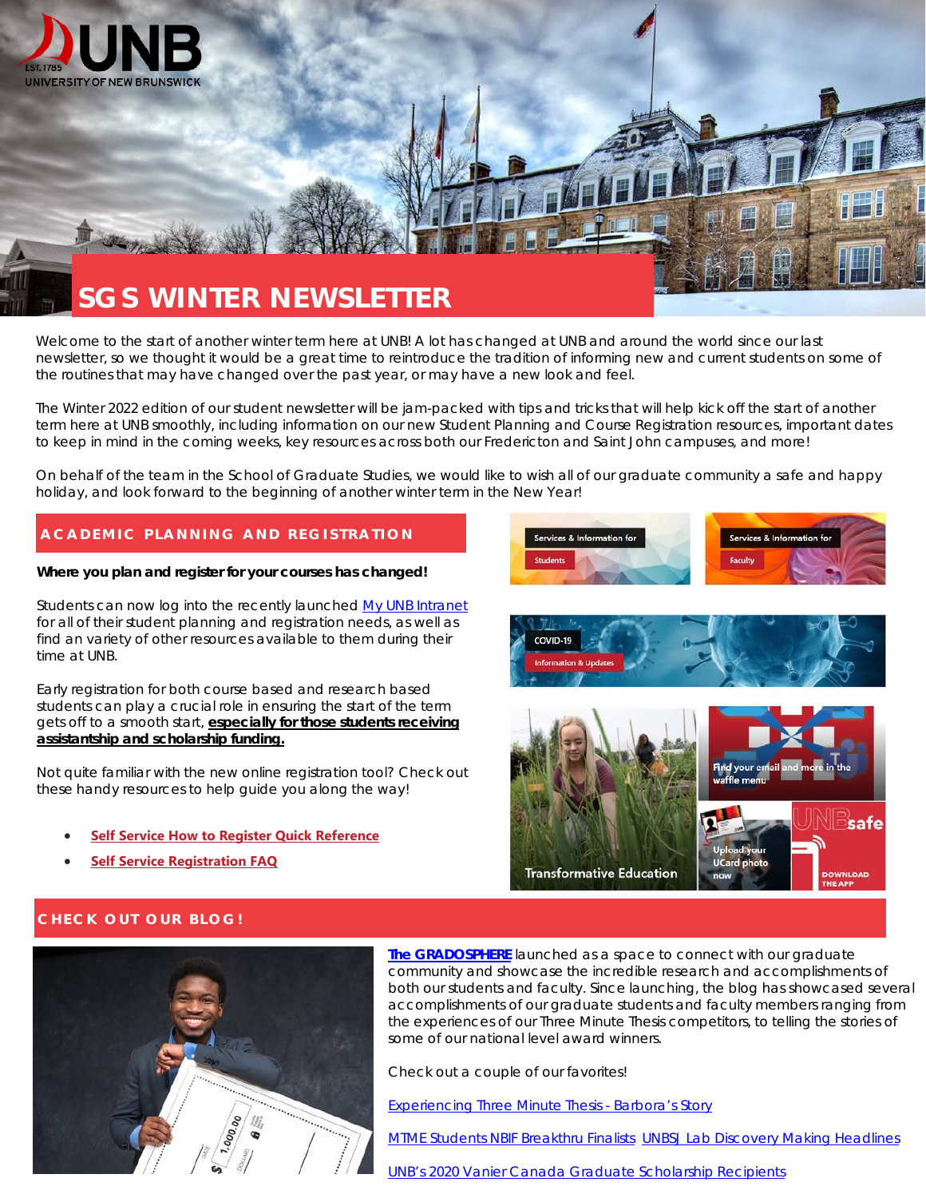# SGS WINTER NEWSLETTER

Welcome to the start of another winter term here at UNB! A lot has changed at UNB and around the world since our last newsletter, so we thought it would be a great time to reintroduce the tradition of informing new and current students on some of the routines that may have changed over the past year, or may have a new look and feel.

The Winter 2022 edition of our student newsletter will be jam-packed with tips and tricks that will help kick off the start of another term here at UNB smoothly, including information on our new Student Planning and Course Registration resources, important dates to keep in mind in the coming weeks, key resources across both our Fredericton and Saint John campuses, and more!

On behalf of the team in the School of Graduate Studies, we would like to wish all of our graduate community a safe and happy holiday, and look forward to the beginning of another winter term in the New Year!

## ACADEMIC PLANNING AND REGISTRATION

**Where you plan and register for your courses has changed!**

Students can now log into the recently launched My UNB Intranet for all of their student planning and registration needs, as well as find an variety of other resources available to them during their time at UNB.

Early registration for both course based and research based students can play a crucial role in ensuring the start of the term gets off to a smooth start, **especially for those students receiving assistantship and scholarship funding.**

Not quite familiar with the new online registration tool? Check out these handy resources to help guide you along the way!

- **Self Service How to Register Quick Reference**
- **Self Service Registration FAQ**

Services & Information for Students

Services & Information for Faculty

COVID-19 Information & Updates

Transformative Education

Find your email and more in the waffle menu

Upload your UCard photo now

UNBsafe DOWNLOAD THE APP

## CHECK OUT OUR BLOG!

**The GRADOSPHERE** launched as a space to connect with our graduate community and showcase the incredible research and accomplishments of both our students and faculty. Since launching, the blog has showcased several accomplishments of our graduate students and faculty members ranging from the experiences of our Three Minute Thesis competitors, to telling the stories of some of our national level award winners.

Check out a couple of our favorites!

Experiencing Three Minute Thesis - Barbora's Story

MTME Students NBIF Breakthru Finalists UNBSJ Lab Discovery Making Headlines

UNB's 2020 Vanier Canada Graduate Scholarship Recipients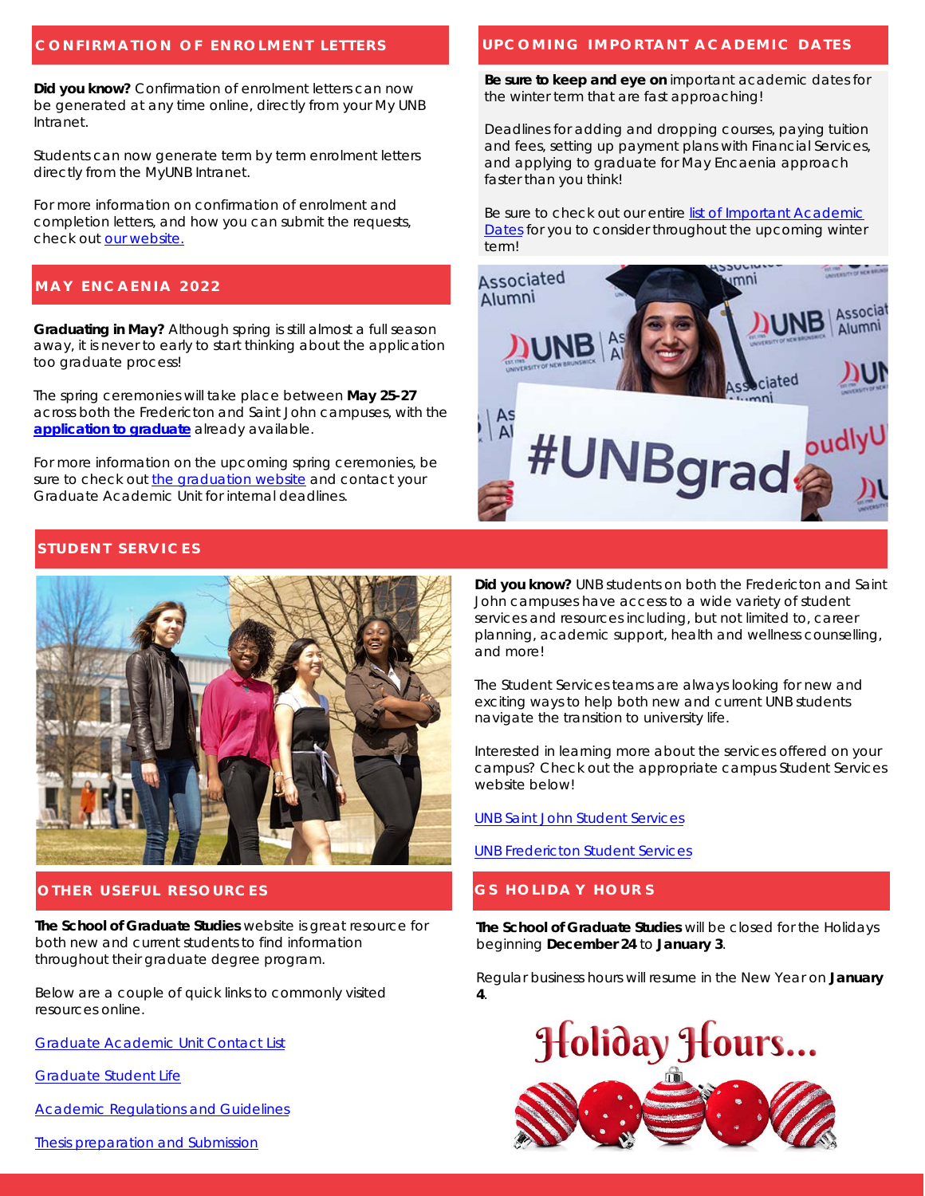## CONFIRMATION OF ENROLMENT LETTERS

**Did you know?** Confirmation of enrolment letters can now be generated at any time online, directly from your My UNB Intranet.

Students can now generate term by term enrolment letters directly from the MyUNB Intranet.

For more information on confirmation of enrolment and completion letters, and how you can submit the requests, check out our website.

## MAY ENCAENIA 2022

**Graduating in May?** Although spring is still almost a full season away, it is never to early to start thinking about the application too graduate process!

The spring ceremonies will take place between **May 25-27** across both the Fredericton and Saint John campuses, with the **application to graduate** already available.

For more information on the upcoming spring ceremonies, be sure to check out the graduation website and contact your Graduate Academic Unit for internal deadlines.

## UPCOMING IMPORTANT ACADEMIC DATES

**Be sure to keep and eye on** important academic dates for the winter term that are fast approaching!

Deadlines for adding and dropping courses, paying tuition and fees, setting up payment plans with Financial Services, and applying to graduate for May Encaenia approach faster than you think!

Be sure to check out our entire list of Important Academic Dates for you to consider throughout the upcoming winter term!

## STUDENT SERVICES

**Did you know?** UNB students on both the Fredericton and Saint John campuses have access to a wide variety of student services and resources including, but not limited to, career planning, academic support, health and wellness counselling, and more!

The Student Services teams are always looking for new and exciting ways to help both new and current UNB students navigate the transition to university life.

Interested in learning more about the services offered on your campus? Check out the appropriate campus Student Services website below!

UNB Saint John Student Services

UNB Fredericton Student Services

## OTHER USEFUL RESOURCES

**The School of Graduate Studies** website is great resource for both new and current students to find information throughout their graduate degree program.

Below are a couple of quick links to commonly visited resources online.

Graduate Academic Unit Contact List

Graduate Student Life

Academic Regulations and Guidelines

Thesis preparation and Submission

## GS HOLIDAY HOURS

**The School of Graduate Studies** will be closed for the Holidays beginning **December 24** to **January 3**.

Regular business hours will resume in the New Year on **January 4**.